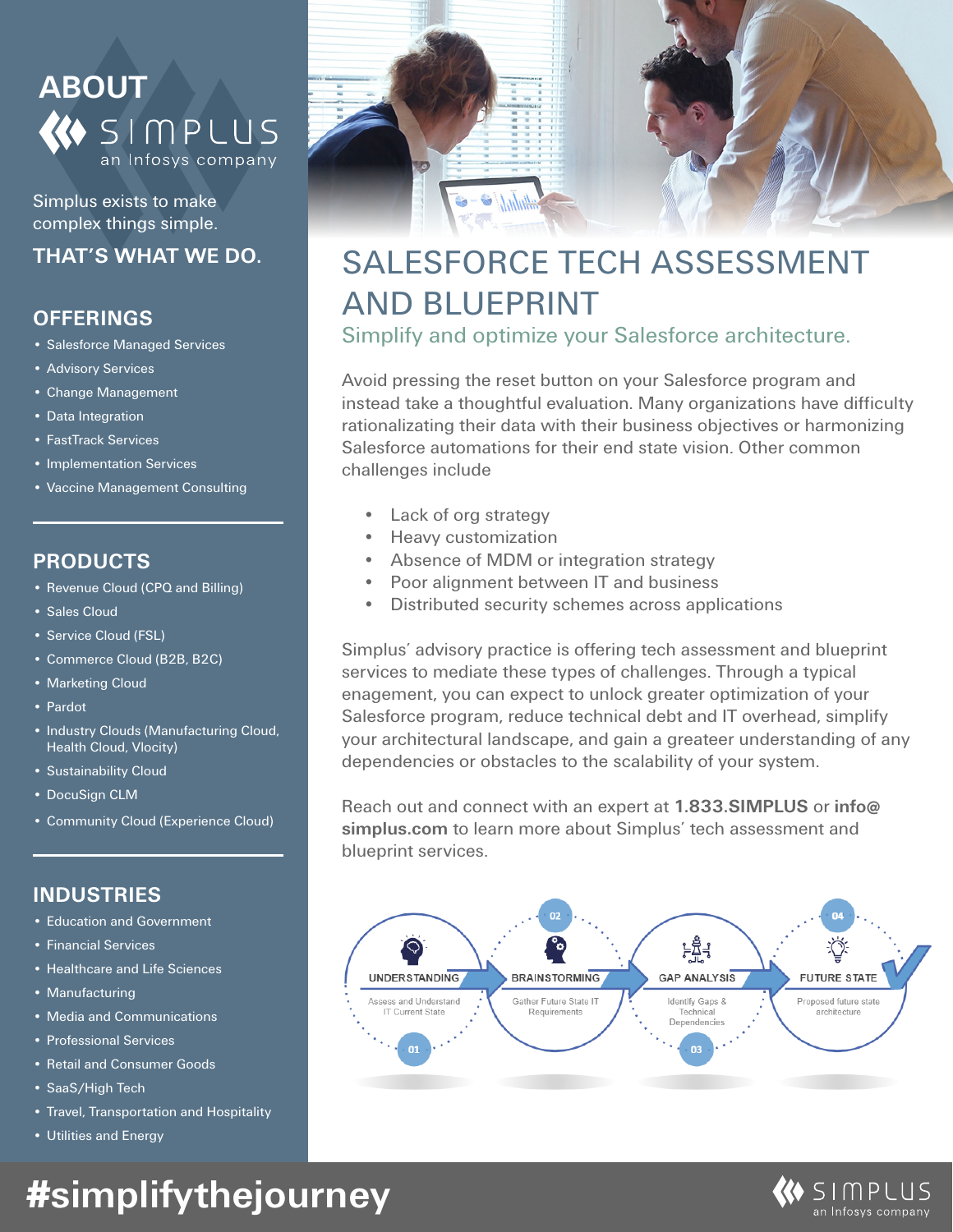# ABOUT SIMPLUS

an Infosys company

Simplus exists to make complex things simple.

**THAT'S WHAT WE DO.**

## OFFERINGS

- Salesforce Managed Services
- Advisory Services
- Change Management
- Data Integration
- FastTrack Services
- Implementation Services
- Vaccine Management Consulting

## PRODUCTS

- Revenue Cloud (CPQ and Billing)
- Sales Cloud
- Service Cloud (FSL)
- Commerce Cloud (B2B, B2C)
- Marketing Cloud
- Pardot
- Industry Clouds (Manufacturing Cloud, Health Cloud, Vlocity)
- Sustainability Cloud
- DocuSign CLM
- Community Cloud (Experience Cloud)

## INDUSTRIES

- Education and Government
- Financial Services
- Healthcare and Life Sciences
- Manufacturing
- Media and Communications
- Professional Services
- Retail and Consumer Goods
- SaaS/High Tech
- Travel, Transportation and Hospitality
- Utilities and Energy

# SALESFORCE TECH ASSESSMENT AND BLUEPRINT

### Simplify and optimize your Salesforce architecture.

Avoid pressing the reset button on your Salesforce program and instead take a thoughtful evaluation. Many organizations have difficulty rationalizating their data with their business objectives or harmonizing Salesforce automations for their end state vision. Other common challenges include

- Lack of org strategy
- Heavy customization
- Absence of MDM or integration strategy
- Poor alignment between IT and business
- Distributed security schemes across applications

Simplus' advisory practice is offering tech assessment and blueprint services to mediate these types of challenges. Through a typical engagement, you can expect to unlock greater optimization of your Salesforce program, reduce technical debt and IT overhead, simplify your architectural landscape, and gain a greateer understanding of any dependencies or obstacles to the scalability of your system.

Reach out and connect with an expert at **1.833.SIMPLUS** or **info@simplus.com** to learn more about Simplus' tech assessment and blueprint services.

01 UNDERSTANDING — Assess and Understand IT Current State

02 BRAINSTORMING — Gather Future State IT Requirements

03 GAP ANALYSIS — Identify Gaps & Technical Dependencies

04 FUTURE STATE — Proposed future state architecture

# #simplifythejourney

SIMPLUS an Infosys company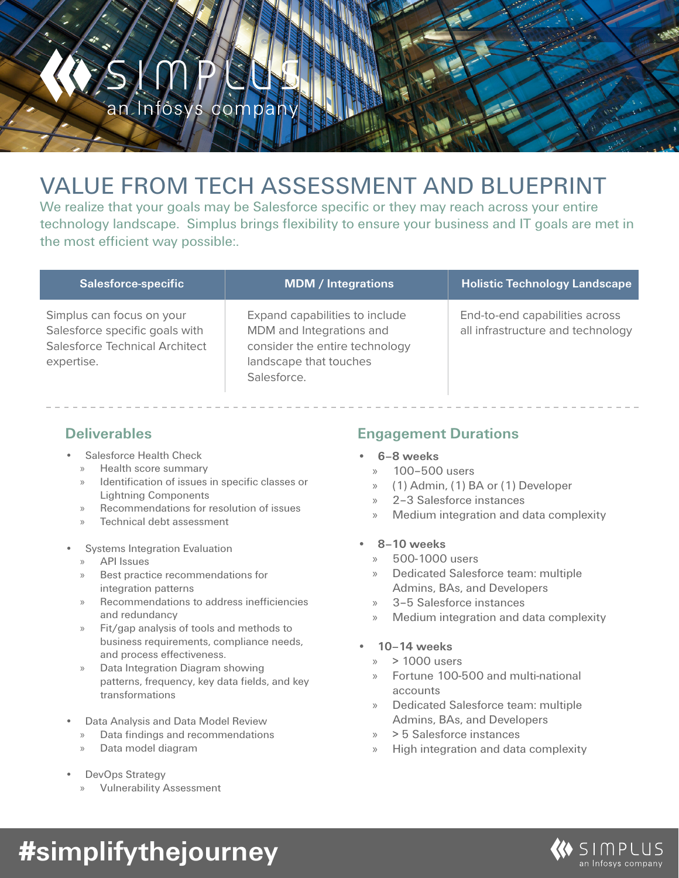SIMPLUS
an Infosys company

# VALUE FROM TECH ASSESSMENT AND BLUEPRINT

We realize that your goals may be Salesforce specific or they may reach across your entire technology landscape. Simplus brings flexibility to ensure your business and IT goals are met in the most efficient way possible:.

| Salesforce-specific | MDM / Integrations | Holistic Technology Landscape |
|---|---|---|
| Simplus can focus on your Salesforce specific goals with Salesforce Technical Architect expertise. | Expand capabilities to include MDM and Integrations and consider the entire technology landscape that touches Salesforce. | End-to-end capabilities across all infrastructure and technology |

## Deliverables

- Salesforce Health Check
  - Health score summary
  - Identification of issues in specific classes or Lightning Components
  - Recommendations for resolution of issues
  - Technical debt assessment
- Systems Integration Evaluation
  - API Issues
  - Best practice recommendations for integration patterns
  - Recommendations to address inefficiencies and redundancy
  - Fit/gap analysis of tools and methods to business requirements, compliance needs, and process effectiveness.
  - Data Integration Diagram showing patterns, frequency, key data fields, and key transformations
- Data Analysis and Data Model Review
  - Data findings and recommendations
  - Data model diagram
- DevOps Strategy
  - Vulnerability Assessment

## Engagement Durations

- **6–8 weeks**
  - 100–500 users
  - (1) Admin, (1) BA or (1) Developer
  - 2–3 Salesforce instances
  - Medium integration and data complexity
- **8–10 weeks**
  - 500-1000 users
  - Dedicated Salesforce team: multiple Admins, BAs, and Developers
  - 3–5 Salesforce instances
  - Medium integration and data complexity
- **10–14 weeks**
  - > 1000 users
  - Fortune 100-500 and multi-national accounts
  - Dedicated Salesforce team: multiple Admins, BAs, and Developers
  - > 5 Salesforce instances
  - High integration and data complexity

#simplifythejourney

SIMPLUS
an Infosys company